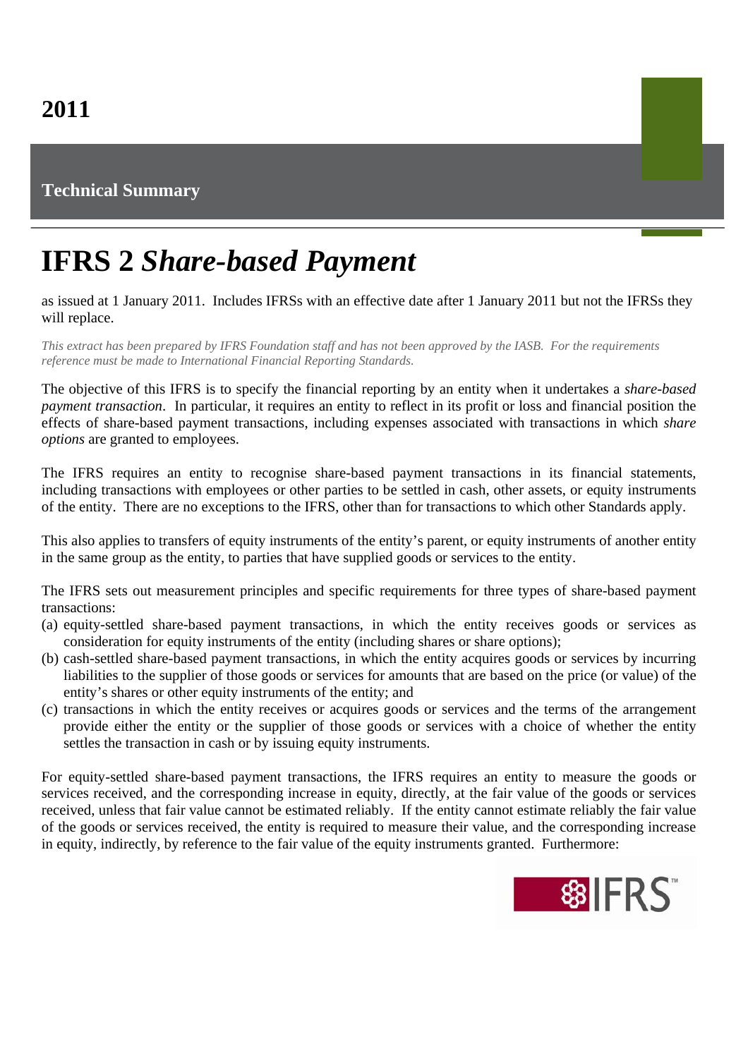**2011**

**Technical Summary**

# IFRS 2 *Share-based Payment*

as issued at 1 January 2011. Includes IFRSs with an effective date after 1 January 2011 but not the IFRSs they will replace.

*This extract has been prepared by IFRS Foundation staff and has not been approved by the IASB. For the requirements reference must be made to International Financial Reporting Standards.*

The objective of this IFRS is to specify the financial reporting by an entity when it undertakes a *share-based payment transaction*. In particular, it requires an entity to reflect in its profit or loss and financial position the effects of share-based payment transactions, including expenses associated with transactions in which *share options* are granted to employees.

The IFRS requires an entity to recognise share-based payment transactions in its financial statements, including transactions with employees or other parties to be settled in cash, other assets, or equity instruments of the entity. There are no exceptions to the IFRS, other than for transactions to which other Standards apply.

This also applies to transfers of equity instruments of the entity's parent, or equity instruments of another entity in the same group as the entity, to parties that have supplied goods or services to the entity.

The IFRS sets out measurement principles and specific requirements for three types of share-based payment transactions:

(a) equity-settled share-based payment transactions, in which the entity receives goods or services as consideration for equity instruments of the entity (including shares or share options);

(b) cash-settled share-based payment transactions, in which the entity acquires goods or services by incurring liabilities to the supplier of those goods or services for amounts that are based on the price (or value) of the entity's shares or other equity instruments of the entity; and

(c) transactions in which the entity receives or acquires goods or services and the terms of the arrangement provide either the entity or the supplier of those goods or services with a choice of whether the entity settles the transaction in cash or by issuing equity instruments.

For equity-settled share-based payment transactions, the IFRS requires an entity to measure the goods or services received, and the corresponding increase in equity, directly, at the fair value of the goods or services received, unless that fair value cannot be estimated reliably. If the entity cannot estimate reliably the fair value of the goods or services received, the entity is required to measure their value, and the corresponding increase in equity, indirectly, by reference to the fair value of the equity instruments granted. Furthermore: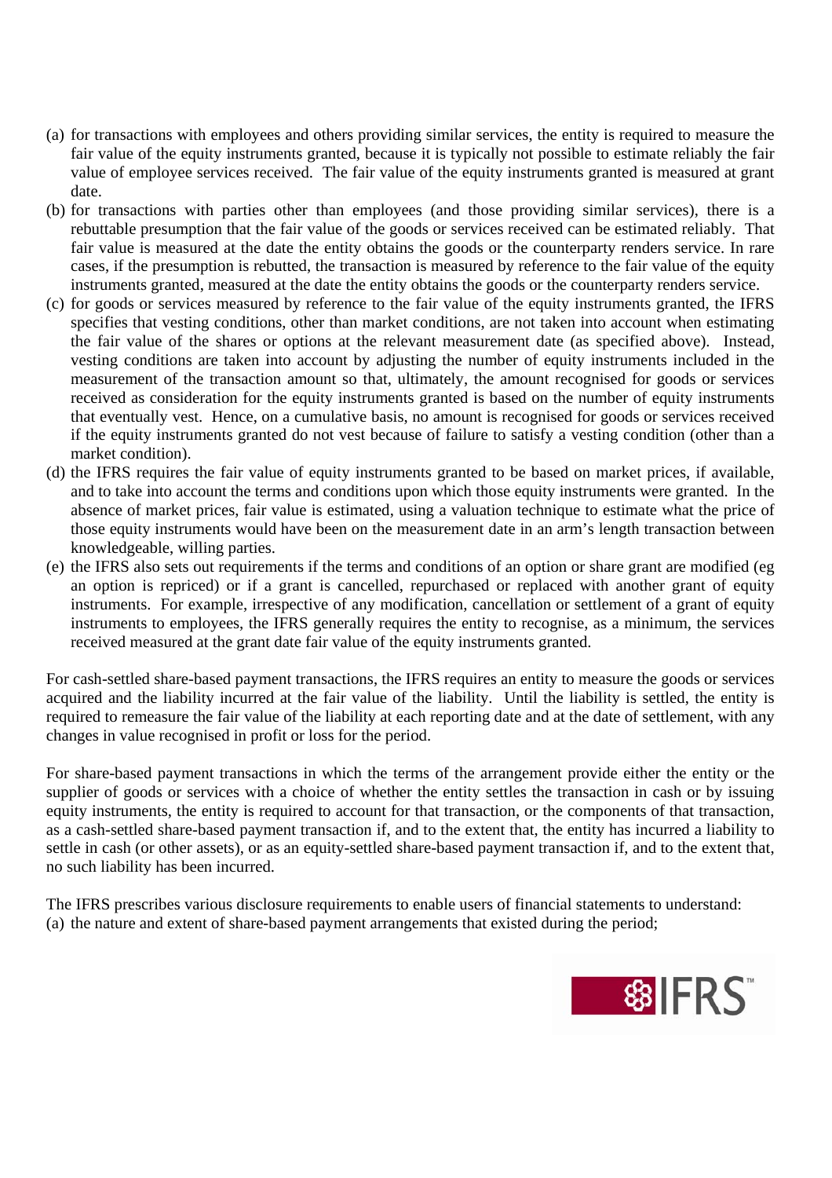(a) for transactions with employees and others providing similar services, the entity is required to measure the fair value of the equity instruments granted, because it is typically not possible to estimate reliably the fair value of employee services received. The fair value of the equity instruments granted is measured at grant date.

(b) for transactions with parties other than employees (and those providing similar services), there is a rebuttable presumption that the fair value of the goods or services received can be estimated reliably. That fair value is measured at the date the entity obtains the goods or the counterparty renders service. In rare cases, if the presumption is rebutted, the transaction is measured by reference to the fair value of the equity instruments granted, measured at the date the entity obtains the goods or the counterparty renders service.

(c) for goods or services measured by reference to the fair value of the equity instruments granted, the IFRS specifies that vesting conditions, other than market conditions, are not taken into account when estimating the fair value of the shares or options at the relevant measurement date (as specified above). Instead, vesting conditions are taken into account by adjusting the number of equity instruments included in the measurement of the transaction amount so that, ultimately, the amount recognised for goods or services received as consideration for the equity instruments granted is based on the number of equity instruments that eventually vest. Hence, on a cumulative basis, no amount is recognised for goods or services received if the equity instruments granted do not vest because of failure to satisfy a vesting condition (other than a market condition).

(d) the IFRS requires the fair value of equity instruments granted to be based on market prices, if available, and to take into account the terms and conditions upon which those equity instruments were granted. In the absence of market prices, fair value is estimated, using a valuation technique to estimate what the price of those equity instruments would have been on the measurement date in an arm's length transaction between knowledgeable, willing parties.

(e) the IFRS also sets out requirements if the terms and conditions of an option or share grant are modified (eg an option is repriced) or if a grant is cancelled, repurchased or replaced with another grant of equity instruments. For example, irrespective of any modification, cancellation or settlement of a grant of equity instruments to employees, the IFRS generally requires the entity to recognise, as a minimum, the services received measured at the grant date fair value of the equity instruments granted.

For cash-settled share-based payment transactions, the IFRS requires an entity to measure the goods or services acquired and the liability incurred at the fair value of the liability. Until the liability is settled, the entity is required to remeasure the fair value of the liability at each reporting date and at the date of settlement, with any changes in value recognised in profit or loss for the period.

For share-based payment transactions in which the terms of the arrangement provide either the entity or the supplier of goods or services with a choice of whether the entity settles the transaction in cash or by issuing equity instruments, the entity is required to account for that transaction, or the components of that transaction, as a cash-settled share-based payment transaction if, and to the extent that, the entity has incurred a liability to settle in cash (or other assets), or as an equity-settled share-based payment transaction if, and to the extent that, no such liability has been incurred.

The IFRS prescribes various disclosure requirements to enable users of financial statements to understand:

(a) the nature and extent of share-based payment arrangements that existed during the period;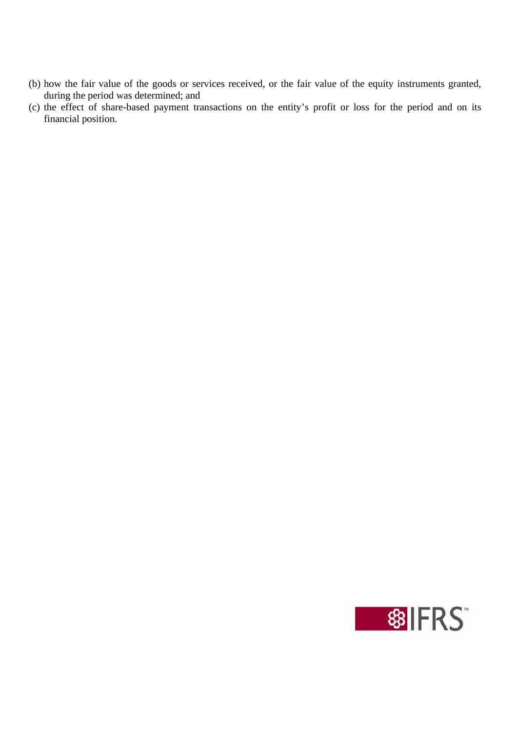(b) how the fair value of the goods or services received, or the fair value of the equity instruments granted, during the period was determined; and

(c) the effect of share-based payment transactions on the entity's profit or loss for the period and on its financial position.